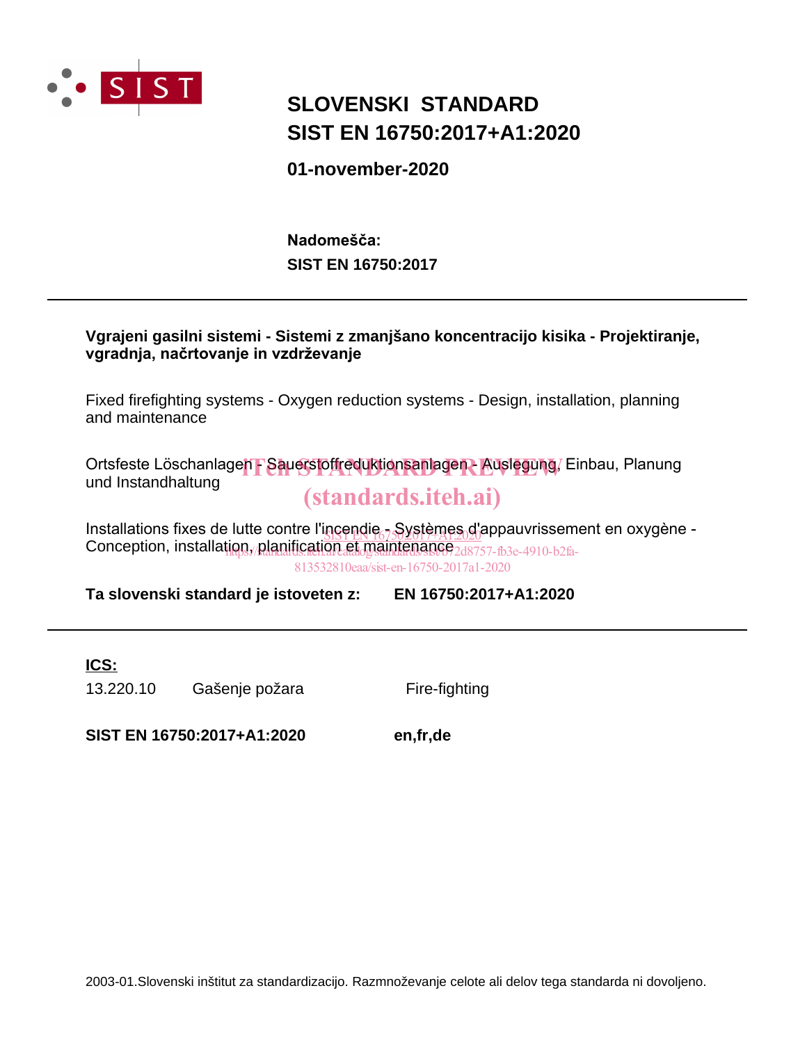# SLOVENSKI STANDARD
# SIST EN 16750:2017+A1:2020

**01-november-2020**

**Nadomešča:**
**SIST EN 16750:2017**

---

**Vgrajeni gasilni sistemi - Sistemi z zmanjšano koncentracijo kisika - Projektiranje, vgradnja, načrtovanje in vzdrževanje**

Fixed firefighting systems - Oxygen reduction systems - Design, installation, planning and maintenance

Ortsfeste Löschanlagen - Sauerstoffreduktionsanlagen - Auslegung, Einbau, Planung und Instandhaltung

iTeh STANDARD PREVIEW
(standards.iteh.ai)

Installations fixes de lutte contre l'incendie - Systèmes d'appauvrissement en oxygène - Conception, installation, planification et maintenance

SIST EN 16750:2017+A1:2020
https://standards.iteh.ai/catalog/standards/sist/b72d8757-fb3e-4910-b2fa-813532810eaa/sist-en-16750-2017a1-2020

**Ta slovenski standard je istoveten z:** **EN 16750:2017+A1:2020**

---

**ICS:**

| | | |
|---|---|---|
| 13.220.10 | Gašenje požara | Fire-fighting |

**SIST EN 16750:2017+A1:2020** **en,fr,de**

2003-01.Slovenski inštitut za standardizacijo. Razmnoževanje celote ali delov tega standarda ni dovoljeno.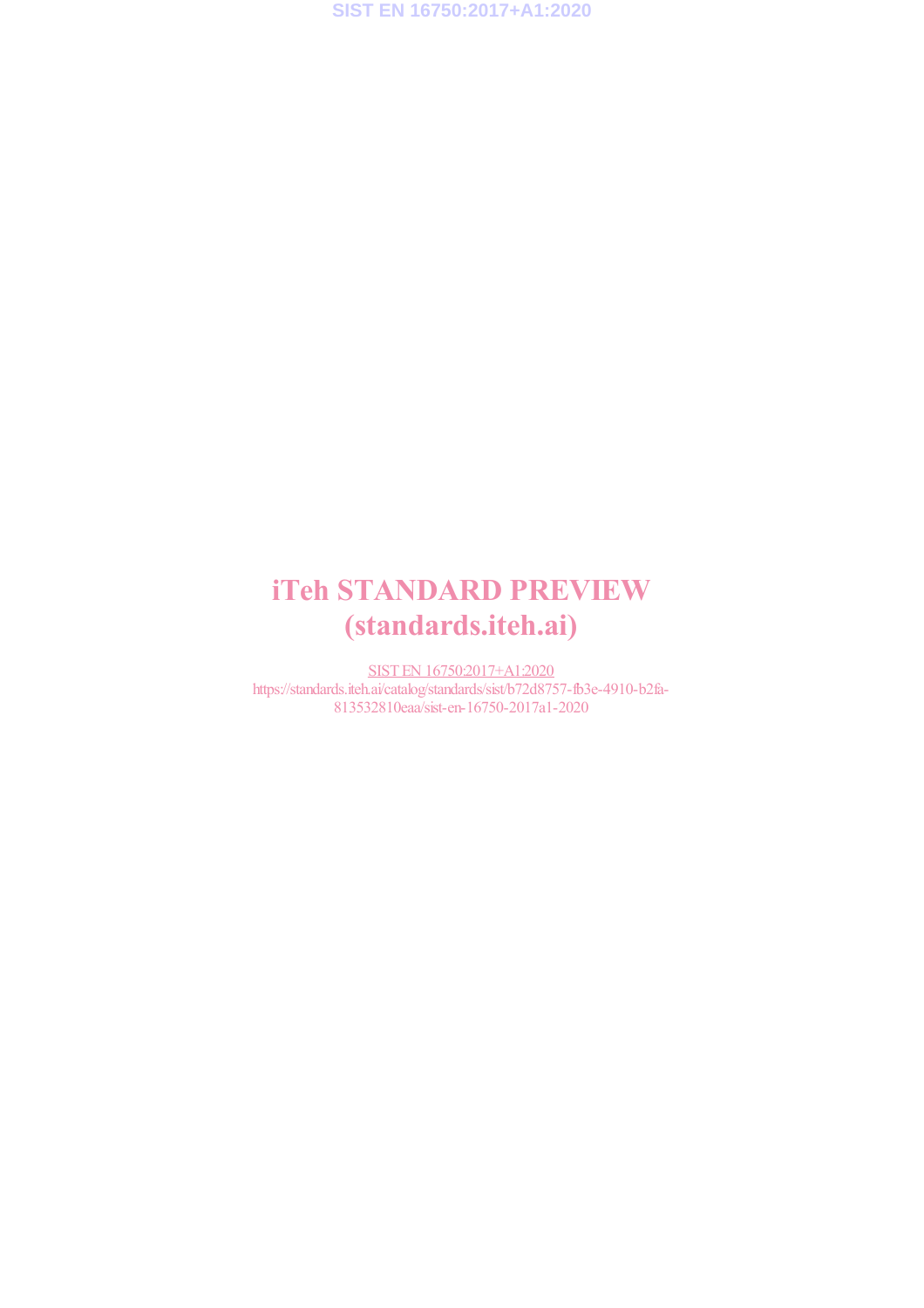# iTeh STANDARD PREVIEW
# (standards.iteh.ai)

SIST EN 16750:2017+A1:2020
https://standards.iteh.ai/catalog/standards/sist/b72d8757-fb3e-4910-b2fa-813532810eaa/sist-en-16750-2017a1-2020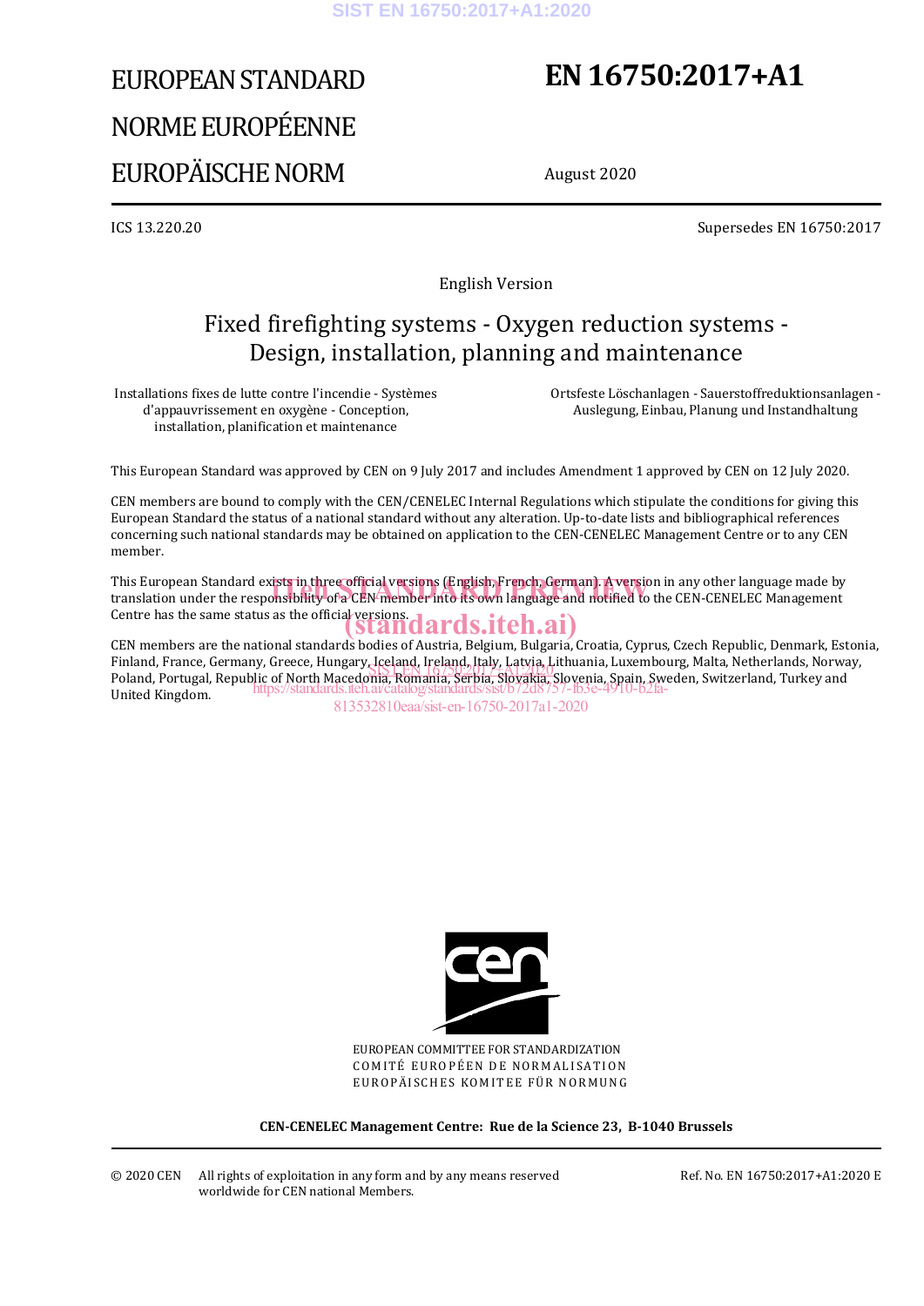# EUROPEAN STANDARD
# NORME EUROPÉENNE
# EUROPÄISCHE NORM

# EN 16750:2017+A1

August 2020

ICS 13.220.20

Supersedes EN 16750:2017

English Version

## Fixed firefighting systems - Oxygen reduction systems - Design, installation, planning and maintenance

Installations fixes de lutte contre l'incendie - Systèmes d'appauvrissement en oxygène - Conception, installation, planification et maintenance

Ortsfeste Löschanlagen - Sauerstoffreduktionsanlagen - Auslegung, Einbau, Planung und Instandhaltung

This European Standard was approved by CEN on 9 July 2017 and includes Amendment 1 approved by CEN on 12 July 2020.

CEN members are bound to comply with the CEN/CENELEC Internal Regulations which stipulate the conditions for giving this European Standard the status of a national standard without any alteration. Up-to-date lists and bibliographical references concerning such national standards may be obtained on application to the CEN-CENELEC Management Centre or to any CEN member.

This European Standard exists in three official versions (English, French, German). A version in any other language made by translation under the responsibility of a CEN member into its own language and notified to the CEN-CENELEC Management Centre has the same status as the official versions.

CEN members are the national standards bodies of Austria, Belgium, Bulgaria, Croatia, Cyprus, Czech Republic, Denmark, Estonia, Finland, France, Germany, Greece, Hungary, Iceland, Ireland, Italy, Latvia, Lithuania, Luxembourg, Malta, Netherlands, Norway, Poland, Portugal, Republic of North Macedonia, Romania, Serbia, Slovakia, Slovenia, Spain, Sweden, Switzerland, Turkey and United Kingdom.

EUROPEAN COMMITTEE FOR STANDARDIZATION
COMITÉ EUROPÉEN DE NORMALISATION
EUROPÄISCHES KOMITEE FÜR NORMUNG

**CEN-CENELEC Management Centre: Rue de la Science 23, B-1040 Brussels**

© 2020 CEN All rights of exploitation in any form and by any means reserved worldwide for CEN national Members.

Ref. No. EN 16750:2017+A1:2020 E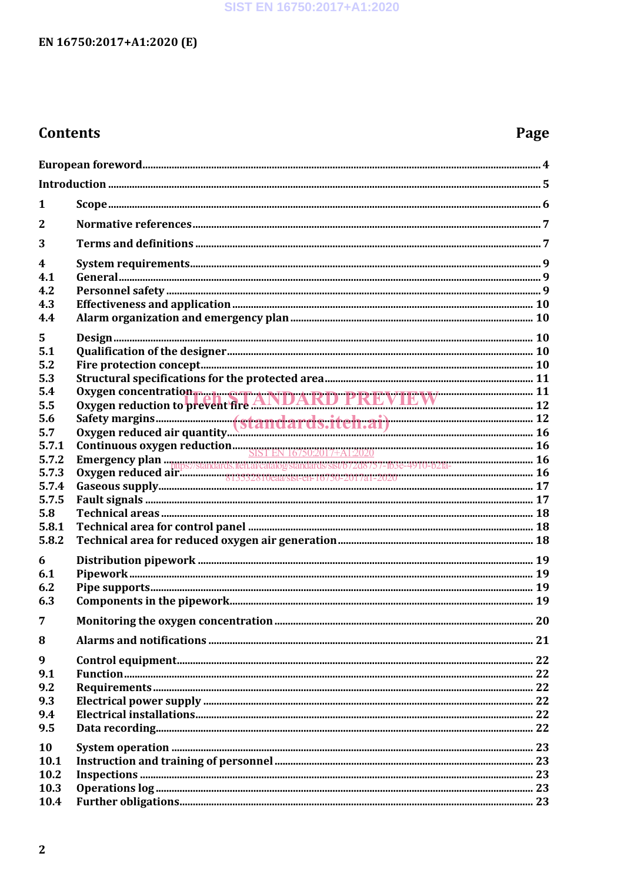# Contents

| | | Page |
|---|---|---|
| | European foreword | 4 |
| | Introduction | 5 |
| 1 | Scope | 6 |
| 2 | Normative references | 7 |
| 3 | Terms and definitions | 7 |
| 4 | System requirements | 9 |
| 4.1 | General | 9 |
| 4.2 | Personnel safety | 9 |
| 4.3 | Effectiveness and application | 10 |
| 4.4 | Alarm organization and emergency plan | 10 |
| 5 | Design | 10 |
| 5.1 | Qualification of the designer | 10 |
| 5.2 | Fire protection concept | 10 |
| 5.3 | Structural specifications for the protected area | 11 |
| 5.4 | Oxygen concentration | 11 |
| 5.5 | Oxygen reduction to prevent fire | 12 |
| 5.6 | Safety margins | 12 |
| 5.7 | Oxygen reduced air quantity | 16 |
| 5.7.1 | Continuous oxygen reduction | 16 |
| 5.7.2 | Emergency plan | 16 |
| 5.7.3 | Oxygen reduced air | 16 |
| 5.7.4 | Gaseous supply | 17 |
| 5.7.5 | Fault signals | 17 |
| 5.8 | Technical areas | 18 |
| 5.8.1 | Technical area for control panel | 18 |
| 5.8.2 | Technical area for reduced oxygen air generation | 18 |
| 6 | Distribution pipework | 19 |
| 6.1 | Pipework | 19 |
| 6.2 | Pipe supports | 19 |
| 6.3 | Components in the pipework | 19 |
| 7 | Monitoring the oxygen concentration | 20 |
| 8 | Alarms and notifications | 21 |
| 9 | Control equipment | 22 |
| 9.1 | Function | 22 |
| 9.2 | Requirements | 22 |
| 9.3 | Electrical power supply | 22 |
| 9.4 | Electrical installations | 22 |
| 9.5 | Data recording | 22 |
| 10 | System operation | 23 |
| 10.1 | Instruction and training of personnel | 23 |
| 10.2 | Inspections | 23 |
| 10.3 | Operations log | 23 |
| 10.4 | Further obligations | 23 |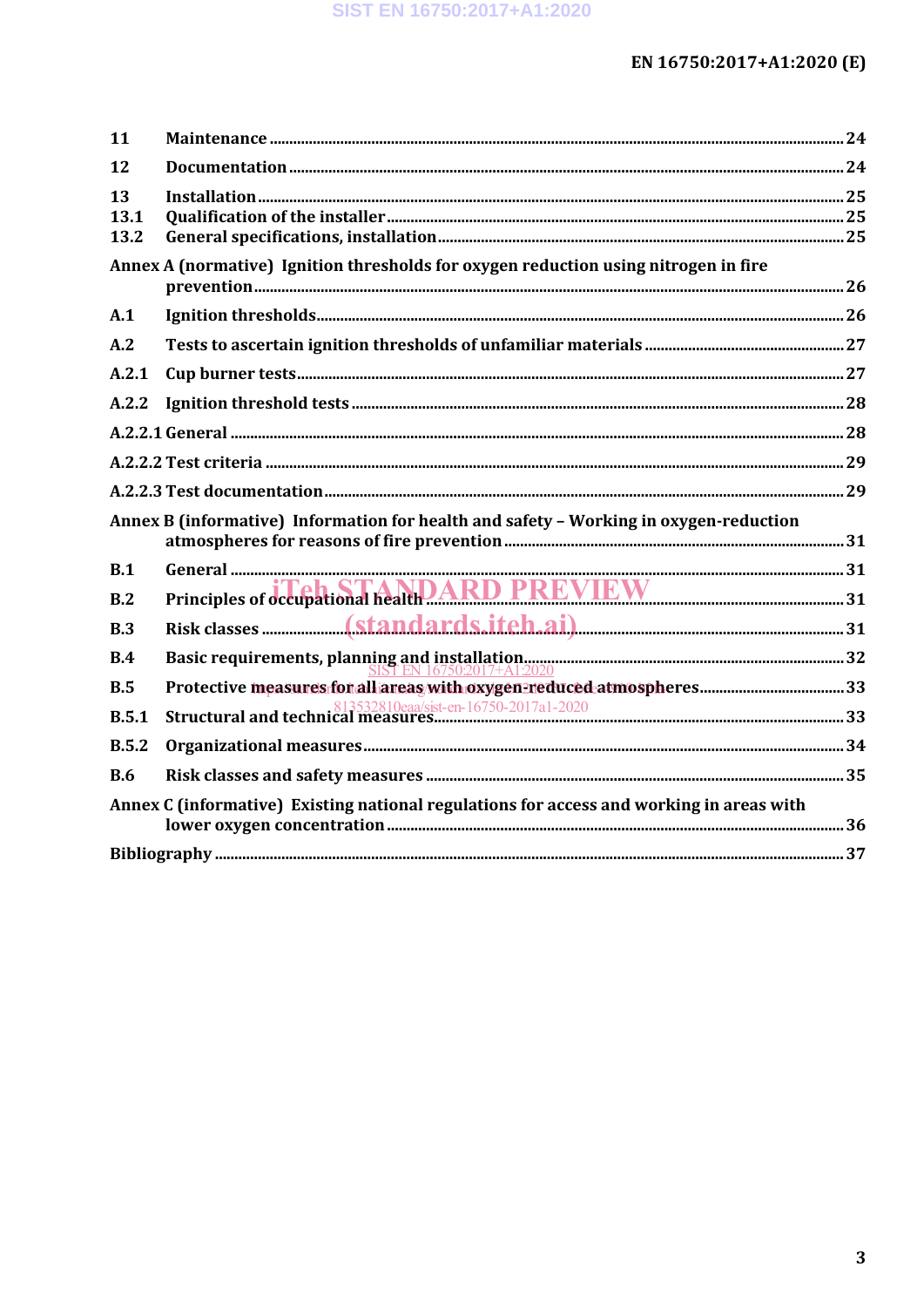11 Maintenance ..... 24

12 Documentation ..... 24

13 Installation ..... 25

13.1 Qualification of the installer ..... 25

13.2 General specifications, installation ..... 25

Annex A (normative) Ignition thresholds for oxygen reduction using nitrogen in fire prevention ..... 26

A.1 Ignition thresholds ..... 26

A.2 Tests to ascertain ignition thresholds of unfamiliar materials ..... 27

A.2.1 Cup burner tests ..... 27

A.2.2 Ignition threshold tests ..... 28

A.2.2.1 General ..... 28

A.2.2.2 Test criteria ..... 29

A.2.2.3 Test documentation ..... 29

Annex B (informative) Information for health and safety – Working in oxygen-reduction atmospheres for reasons of fire prevention ..... 31

B.1 General ..... 31

B.2 Principles of occupational health ..... 31

B.3 Risk classes ..... 31

B.4 Basic requirements, planning and installation ..... 32

B.5 Protective measures for all areas with oxygen-reduced atmospheres ..... 33

B.5.1 Structural and technical measures ..... 33

B.5.2 Organizational measures ..... 34

B.6 Risk classes and safety measures ..... 35

Annex C (informative) Existing national regulations for access and working in areas with lower oxygen concentration ..... 36

Bibliography ..... 37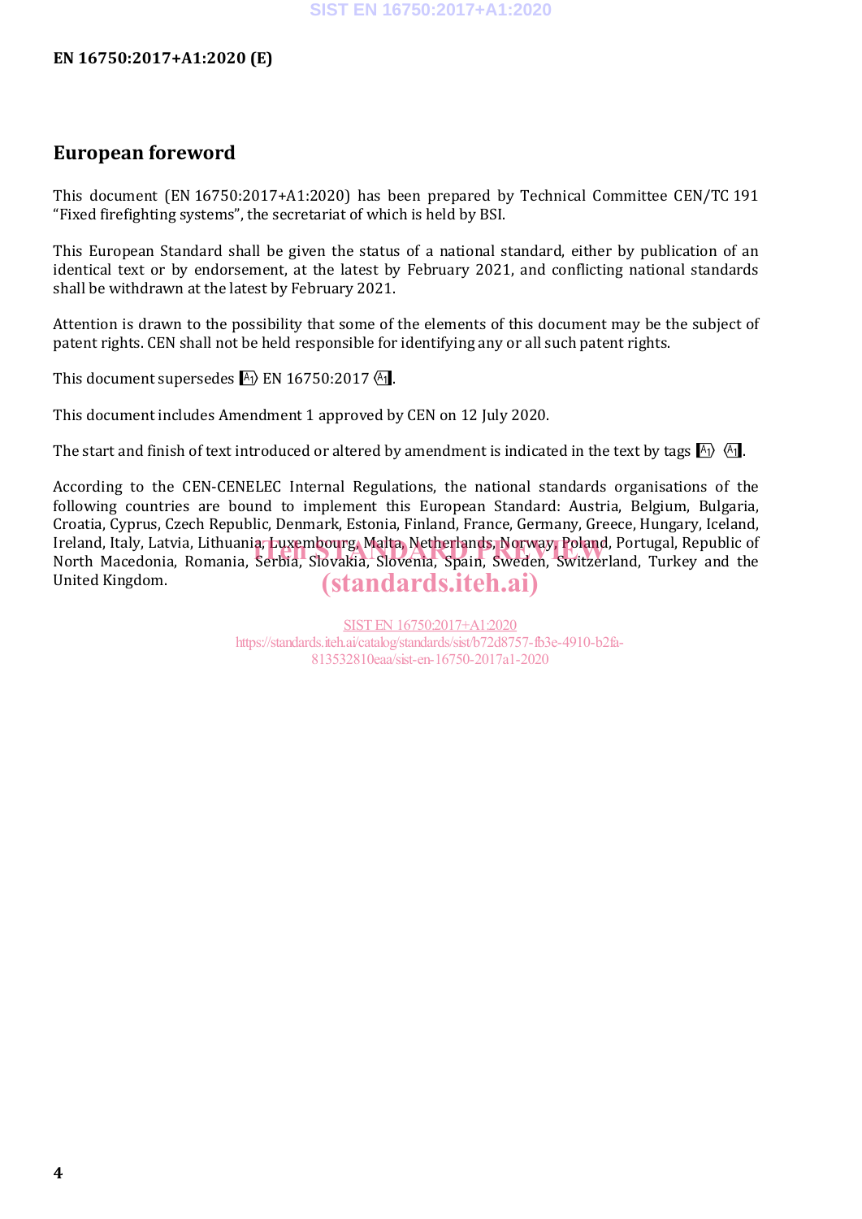# European foreword

This document (EN 16750:2017+A1:2020) has been prepared by Technical Committee CEN/TC 191 "Fixed firefighting systems", the secretariat of which is held by BSI.

This European Standard shall be given the status of a national standard, either by publication of an identical text or by endorsement, at the latest by February 2021, and conflicting national standards shall be withdrawn at the latest by February 2021.

Attention is drawn to the possibility that some of the elements of this document may be the subject of patent rights. CEN shall not be held responsible for identifying any or all such patent rights.

This document supersedes A1) EN 16750:2017 (A1.

This document includes Amendment 1 approved by CEN on 12 July 2020.

The start and finish of text introduced or altered by amendment is indicated in the text by tags A1) (A1.

According to the CEN-CENELEC Internal Regulations, the national standards organisations of the following countries are bound to implement this European Standard: Austria, Belgium, Bulgaria, Croatia, Cyprus, Czech Republic, Denmark, Estonia, Finland, France, Germany, Greece, Hungary, Iceland, Ireland, Italy, Latvia, Lithuania, Luxembourg, Malta, Netherlands, Norway, Poland, Portugal, Republic of North Macedonia, Romania, Serbia, Slovakia, Slovenia, Spain, Sweden, Switzerland, Turkey and the United Kingdom.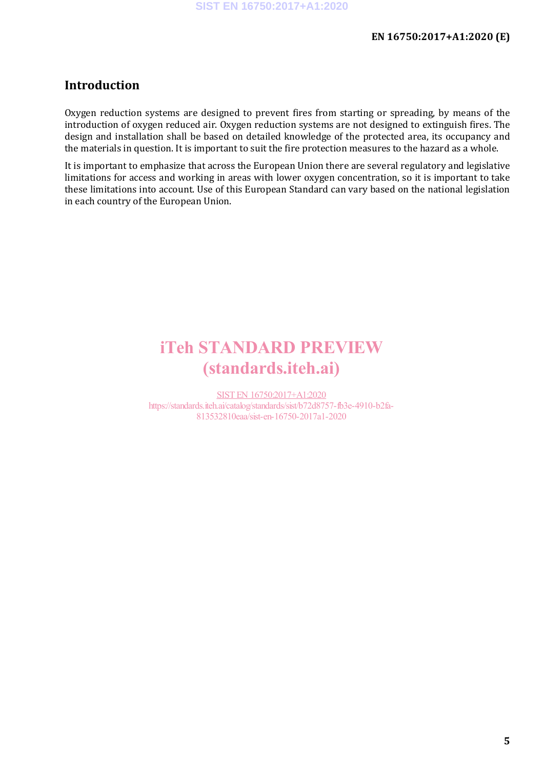## Introduction

Oxygen reduction systems are designed to prevent fires from starting or spreading, by means of the introduction of oxygen reduced air. Oxygen reduction systems are not designed to extinguish fires. The design and installation shall be based on detailed knowledge of the protected area, its occupancy and the materials in question. It is important to suit the fire protection measures to the hazard as a whole.

It is important to emphasize that across the European Union there are several regulatory and legislative limitations for access and working in areas with lower oxygen concentration, so it is important to take these limitations into account. Use of this European Standard can vary based on the national legislation in each country of the European Union.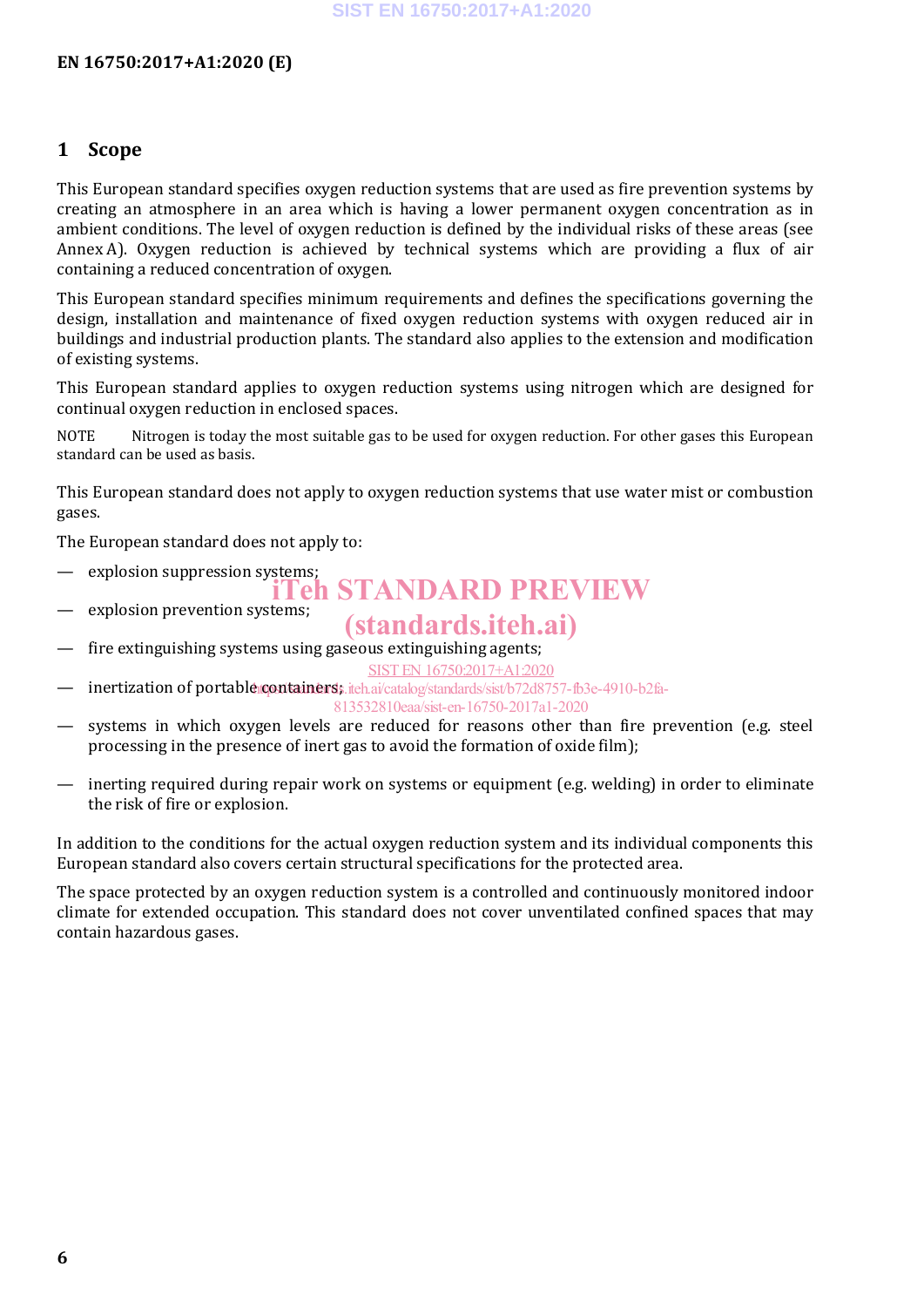# 1 Scope

This European standard specifies oxygen reduction systems that are used as fire prevention systems by creating an atmosphere in an area which is having a lower permanent oxygen concentration as in ambient conditions. The level of oxygen reduction is defined by the individual risks of these areas (see Annex A). Oxygen reduction is achieved by technical systems which are providing a flux of air containing a reduced concentration of oxygen.

This European standard specifies minimum requirements and defines the specifications governing the design, installation and maintenance of fixed oxygen reduction systems with oxygen reduced air in buildings and industrial production plants. The standard also applies to the extension and modification of existing systems.

This European standard applies to oxygen reduction systems using nitrogen which are designed for continual oxygen reduction in enclosed spaces.

NOTE Nitrogen is today the most suitable gas to be used for oxygen reduction. For other gases this European standard can be used as basis.

This European standard does not apply to oxygen reduction systems that use water mist or combustion gases.

The European standard does not apply to:

— explosion suppression systems;

— explosion prevention systems;

— fire extinguishing systems using gaseous extinguishing agents;

— inertization of portable containers;

— systems in which oxygen levels are reduced for reasons other than fire prevention (e.g. steel processing in the presence of inert gas to avoid the formation of oxide film);

— inerting required during repair work on systems or equipment (e.g. welding) in order to eliminate the risk of fire or explosion.

In addition to the conditions for the actual oxygen reduction system and its individual components this European standard also covers certain structural specifications for the protected area.

The space protected by an oxygen reduction system is a controlled and continuously monitored indoor climate for extended occupation. This standard does not cover unventilated confined spaces that may contain hazardous gases.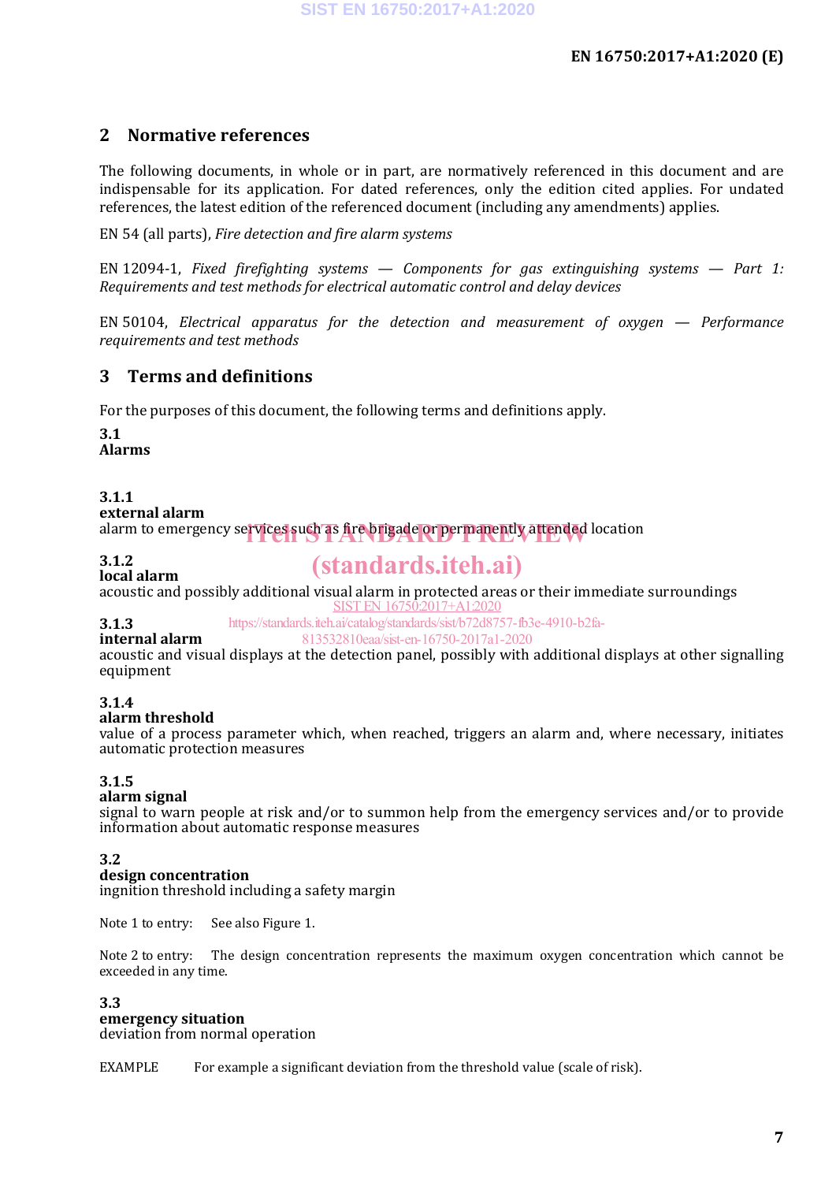## 2 Normative references

The following documents, in whole or in part, are normatively referenced in this document and are indispensable for its application. For dated references, only the edition cited applies. For undated references, the latest edition of the referenced document (including any amendments) applies.

EN 54 (all parts), *Fire detection and fire alarm systems*

EN 12094-1, *Fixed firefighting systems — Components for gas extinguishing systems — Part 1: Requirements and test methods for electrical automatic control and delay devices*

EN 50104, *Electrical apparatus for the detection and measurement of oxygen — Performance requirements and test methods*

## 3 Terms and definitions

For the purposes of this document, the following terms and definitions apply.

**3.1**
**Alarms**

**3.1.1**
**external alarm**
alarm to emergency services such as fire brigade or permanently attended location

**3.1.2**
**local alarm**
acoustic and possibly additional visual alarm in protected areas or their immediate surroundings

**3.1.3**
**internal alarm**
acoustic and visual displays at the detection panel, possibly with additional displays at other signalling equipment

**3.1.4**
**alarm threshold**
value of a process parameter which, when reached, triggers an alarm and, where necessary, initiates automatic protection measures

**3.1.5**
**alarm signal**
signal to warn people at risk and/or to summon help from the emergency services and/or to provide information about automatic response measures

**3.2**
**design concentration**
ingnition threshold including a safety margin

Note 1 to entry: See also Figure 1.

Note 2 to entry: The design concentration represents the maximum oxygen concentration which cannot be exceeded in any time.

**3.3**
**emergency situation**
deviation from normal operation

EXAMPLE For example a significant deviation from the threshold value (scale of risk).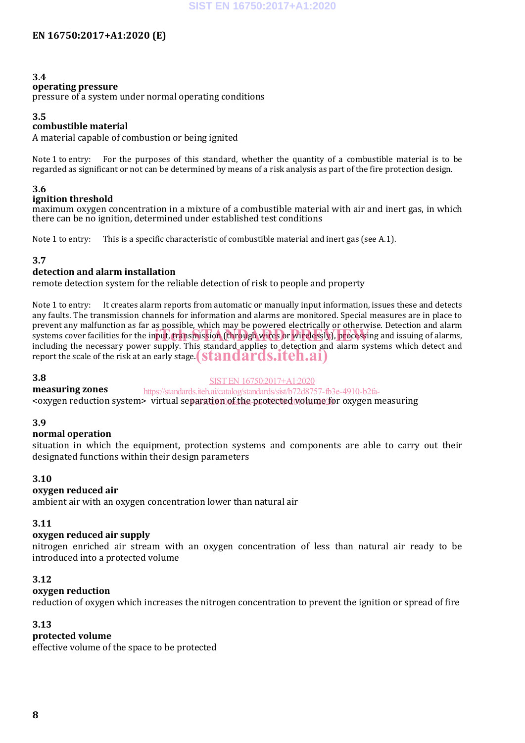**3.4**
**operating pressure**
pressure of a system under normal operating conditions

**3.5**
**combustible material**
A material capable of combustion or being ignited

Note 1 to entry: For the purposes of this standard, whether the quantity of a combustible material is to be regarded as significant or not can be determined by means of a risk analysis as part of the fire protection design.

**3.6**
**ignition threshold**
maximum oxygen concentration in a mixture of a combustible material with air and inert gas, in which there can be no ignition, determined under established test conditions

Note 1 to entry: This is a specific characteristic of combustible material and inert gas (see A.1).

**3.7**
**detection and alarm installation**
remote detection system for the reliable detection of risk to people and property

Note 1 to entry: It creates alarm reports from automatic or manually input information, issues these and detects any faults. The transmission channels for information and alarms are monitored. Special measures are in place to prevent any malfunction as far as possible, which may be powered electrically or otherwise. Detection and alarm systems cover facilities for the input, transmission (through wires or wirelessly), processing and issuing of alarms, including the necessary power supply. This standard applies to detection and alarm systems which detect and report the scale of the risk at an early stage.

**3.8**
**measuring zones**
<oxygen reduction system> virtual separation of the protected volume for oxygen measuring

**3.9**
**normal operation**
situation in which the equipment, protection systems and components are able to carry out their designated functions within their design parameters

**3.10**
**oxygen reduced air**
ambient air with an oxygen concentration lower than natural air

**3.11**
**oxygen reduced air supply**
nitrogen enriched air stream with an oxygen concentration of less than natural air ready to be introduced into a protected volume

**3.12**
**oxygen reduction**
reduction of oxygen which increases the nitrogen concentration to prevent the ignition or spread of fire

**3.13**
**protected volume**
effective volume of the space to be protected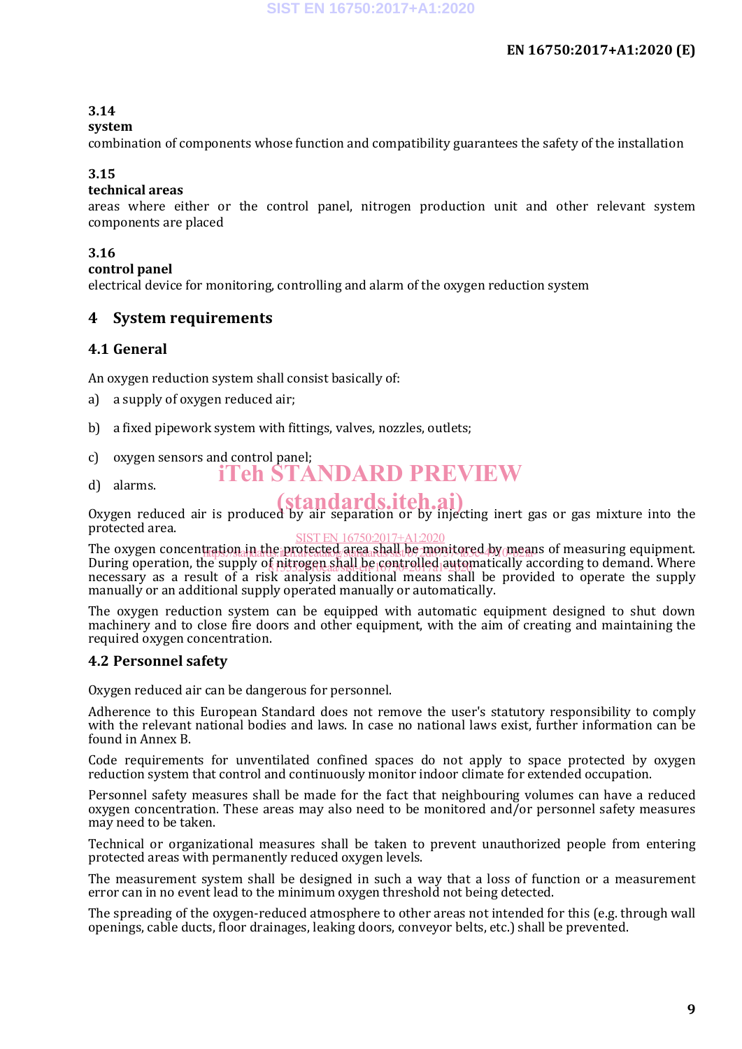**3.14**
**system**
combination of components whose function and compatibility guarantees the safety of the installation

**3.15**
**technical areas**
areas where either or the control panel, nitrogen production unit and other relevant system components are placed

**3.16**
**control panel**
electrical device for monitoring, controlling and alarm of the oxygen reduction system

# 4 System requirements

## 4.1 General

An oxygen reduction system shall consist basically of:

a) a supply of oxygen reduced air;

b) a fixed pipework system with fittings, valves, nozzles, outlets;

c) oxygen sensors and control panel;

d) alarms.

Oxygen reduced air is produced by air separation or by injecting inert gas or gas mixture into the protected area.

The oxygen concentration in the protected area shall be monitored by means of measuring equipment. During operation, the supply of nitrogen shall be controlled automatically according to demand. Where necessary as a result of a risk analysis additional means shall be provided to operate the supply manually or an additional supply operated manually or automatically.

The oxygen reduction system can be equipped with automatic equipment designed to shut down machinery and to close fire doors and other equipment, with the aim of creating and maintaining the required oxygen concentration.

## 4.2 Personnel safety

Oxygen reduced air can be dangerous for personnel.

Adherence to this European Standard does not remove the user's statutory responsibility to comply with the relevant national bodies and laws. In case no national laws exist, further information can be found in Annex B.

Code requirements for unventilated confined spaces do not apply to space protected by oxygen reduction system that control and continuously monitor indoor climate for extended occupation.

Personnel safety measures shall be made for the fact that neighbouring volumes can have a reduced oxygen concentration. These areas may also need to be monitored and/or personnel safety measures may need to be taken.

Technical or organizational measures shall be taken to prevent unauthorized people from entering protected areas with permanently reduced oxygen levels.

The measurement system shall be designed in such a way that a loss of function or a measurement error can in no event lead to the minimum oxygen threshold not being detected.

The spreading of the oxygen-reduced atmosphere to other areas not intended for this (e.g. through wall openings, cable ducts, floor drainages, leaking doors, conveyor belts, etc.) shall be prevented.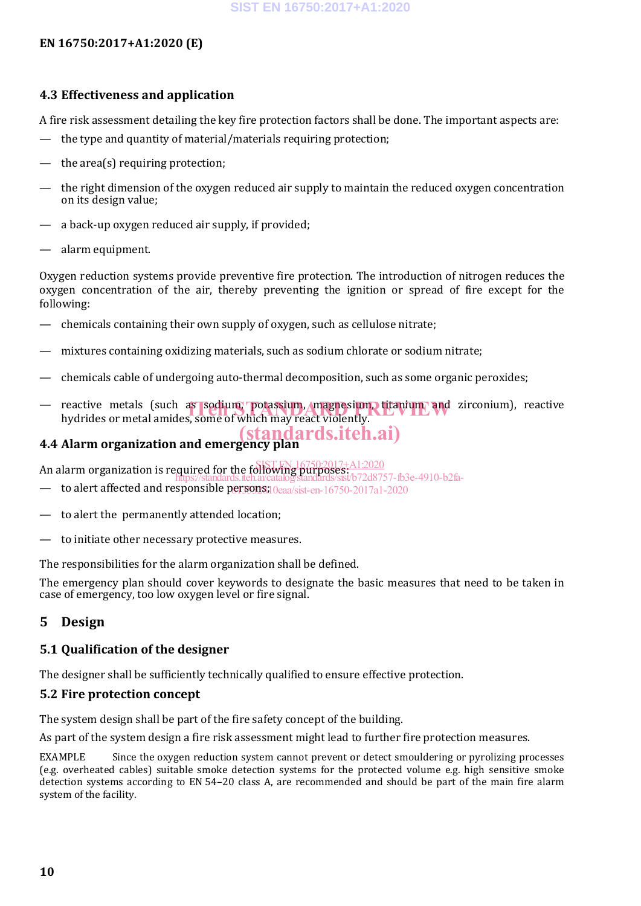### 4.3 Effectiveness and application

A fire risk assessment detailing the key fire protection factors shall be done. The important aspects are:

— the type and quantity of material/materials requiring protection;

— the area(s) requiring protection;

— the right dimension of the oxygen reduced air supply to maintain the reduced oxygen concentration on its design value;

— a back-up oxygen reduced air supply, if provided;

— alarm equipment.

Oxygen reduction systems provide preventive fire protection. The introduction of nitrogen reduces the oxygen concentration of the air, thereby preventing the ignition or spread of fire except for the following:

— chemicals containing their own supply of oxygen, such as cellulose nitrate;

— mixtures containing oxidizing materials, such as sodium chlorate or sodium nitrate;

— chemicals cable of undergoing auto-thermal decomposition, such as some organic peroxides;

— reactive metals (such as sodium, potassium, magnesium, titanium and zirconium), reactive hydrides or metal amides, some of which may react violently.

### 4.4 Alarm organization and emergency plan

An alarm organization is required for the following purposes:

— to alert affected and responsible persons;

— to alert the permanently attended location;

— to initiate other necessary protective measures.

The responsibilities for the alarm organization shall be defined.

The emergency plan should cover keywords to designate the basic measures that need to be taken in case of emergency, too low oxygen level or fire signal.

## 5 Design

### 5.1 Qualification of the designer

The designer shall be sufficiently technically qualified to ensure effective protection.

### 5.2 Fire protection concept

The system design shall be part of the fire safety concept of the building.

As part of the system design a fire risk assessment might lead to further fire protection measures.

EXAMPLE Since the oxygen reduction system cannot prevent or detect smouldering or pyrolizing processes (e.g. overheated cables) suitable smoke detection systems for the protected volume e.g. high sensitive smoke detection systems according to EN 54–20 class A, are recommended and should be part of the main fire alarm system of the facility.